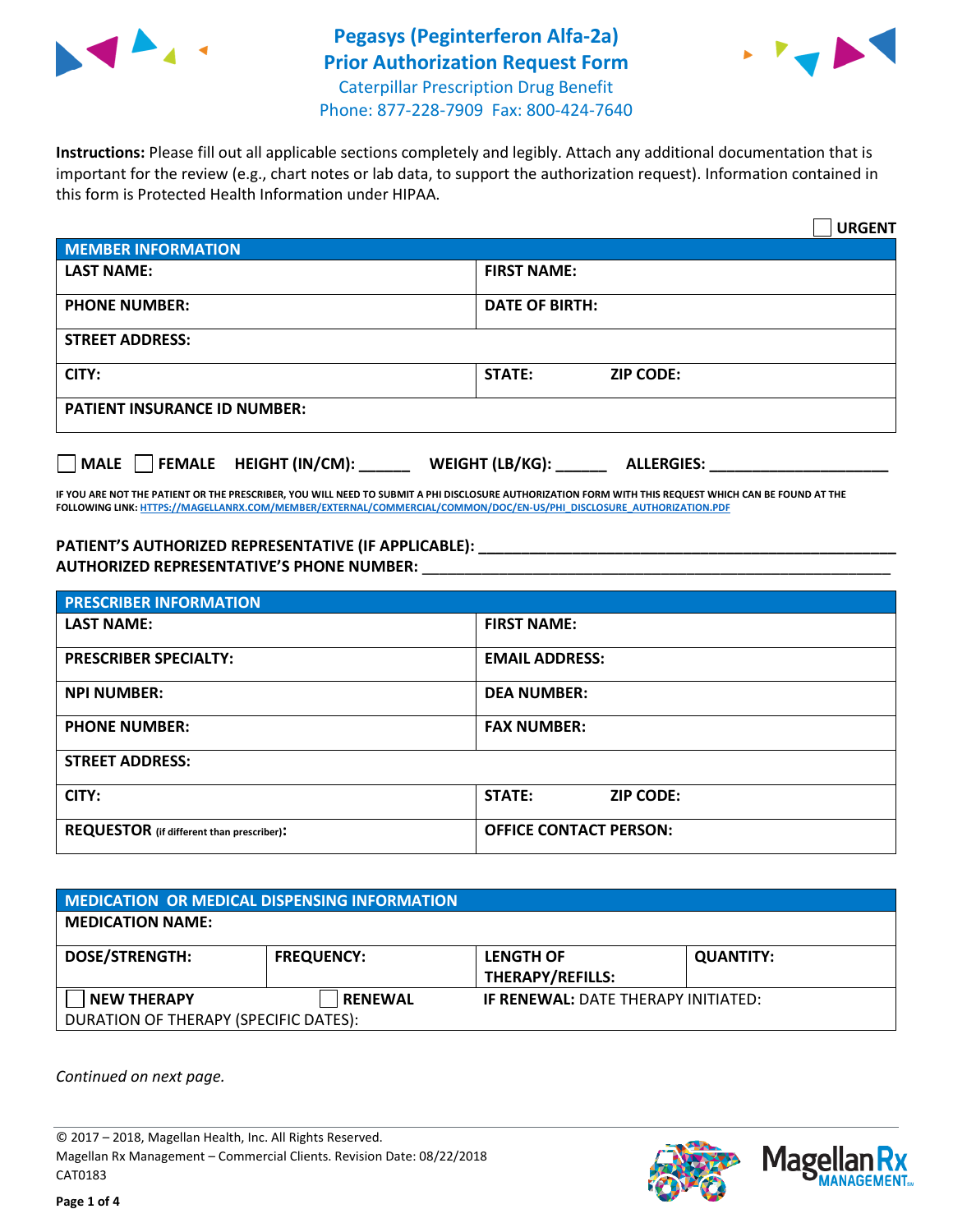# Pegasys (Peginterferon Alfa-2a) Prior Authorization Request Form

Caterpillar Prescription Drug Benefit
Phone: 877-228-7909 Fax: 800-424-7640

**Instructions:** Please fill out all applicable sections completely and legibly. Attach any additional documentation that is important for the review (e.g., chart notes or lab data, to support the authorization request). Information contained in this form is Protected Health Information under HIPAA.

☐ **URGENT**

| MEMBER INFORMATION | |
|---|---|
| **LAST NAME:** | **FIRST NAME:** |
| **PHONE NUMBER:** | **DATE OF BIRTH:** |
| **STREET ADDRESS:** | |
| **CITY:** | **STATE:** **ZIP CODE:** |
| **PATIENT INSURANCE ID NUMBER:** | |

☐ **MALE** ☐ **FEMALE** **HEIGHT (IN/CM):** ______ **WEIGHT (LB/KG):** ______ **ALLERGIES:** ____________________

**IF YOU ARE NOT THE PATIENT OR THE PRESCRIBER, YOU WILL NEED TO SUBMIT A PHI DISCLOSURE AUTHORIZATION FORM WITH THIS REQUEST WHICH CAN BE FOUND AT THE FOLLOWING LINK: HTTPS://MAGELLANRX.COM/MEMBER/EXTERNAL/COMMERCIAL/COMMON/DOC/EN-US/PHI_DISCLOSURE_AUTHORIZATION.PDF**

**PATIENT'S AUTHORIZED REPRESENTATIVE (IF APPLICABLE):** ____________________
**AUTHORIZED REPRESENTATIVE'S PHONE NUMBER:** ____________________

| PRESCRIBER INFORMATION | |
|---|---|
| **LAST NAME:** | **FIRST NAME:** |
| **PRESCRIBER SPECIALTY:** | **EMAIL ADDRESS:** |
| **NPI NUMBER:** | **DEA NUMBER:** |
| **PHONE NUMBER:** | **FAX NUMBER:** |
| **STREET ADDRESS:** | |
| **CITY:** | **STATE:** **ZIP CODE:** |
| **REQUESTOR** (if different than prescriber)**:** | **OFFICE CONTACT PERSON:** |

| MEDICATION OR MEDICAL DISPENSING INFORMATION | | | |
|---|---|---|---|
| **MEDICATION NAME:** | | | |
| **DOSE/STRENGTH:** | **FREQUENCY:** | **LENGTH OF THERAPY/REFILLS:** | **QUANTITY:** |
| ☐ **NEW THERAPY** | ☐ **RENEWAL** | **IF RENEWAL:** DATE THERAPY INITIATED: | |
| DURATION OF THERAPY (SPECIFIC DATES): | | | |

*Continued on next page.*

© 2017 – 2018, Magellan Health, Inc. All Rights Reserved.
Magellan Rx Management – Commercial Clients. Revision Date: 08/22/2018
CAT0183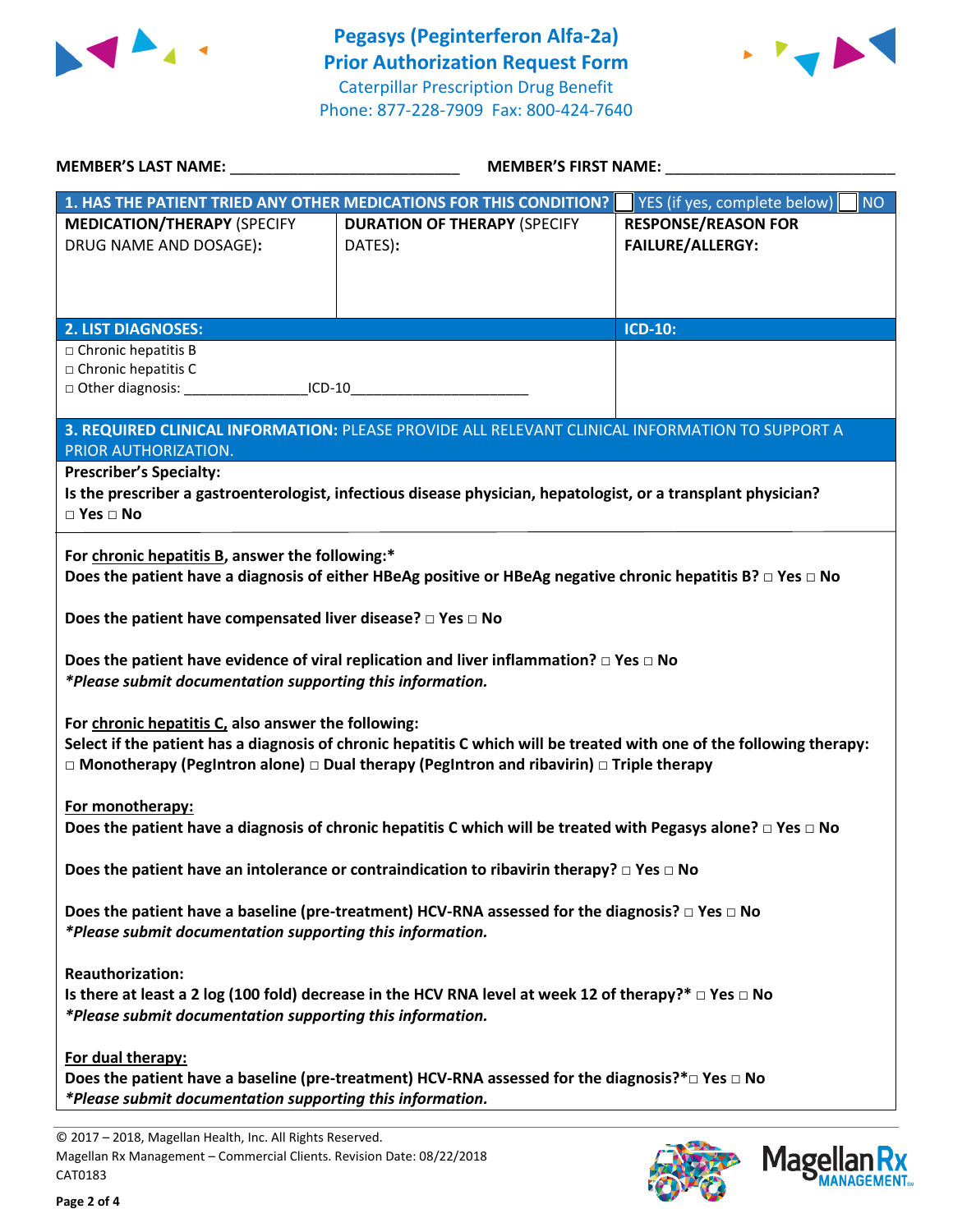# Pegasys (Peginterferon Alfa-2a) Prior Authorization Request Form

Caterpillar Prescription Drug Benefit
Phone: 877-228-7909 Fax: 800-424-7640

**MEMBER'S LAST NAME:** ___________________________ **MEMBER'S FIRST NAME:** ___________________________

| **1. HAS THE PATIENT TRIED ANY OTHER MEDICATIONS FOR THIS CONDITION?** | | ☐ YES (if yes, complete below) ☐ NO |
|---|---|---|
| **MEDICATION/THERAPY** (SPECIFY DRUG NAME AND DOSAGE): | **DURATION OF THERAPY** (SPECIFY DATES): | **RESPONSE/REASON FOR FAILURE/ALLERGY:** |
| | | |

| **2. LIST DIAGNOSES:** | **ICD-10:** |
|---|---|
| □ Chronic hepatitis B<br>□ Chronic hepatitis C<br>□ Other diagnosis: _______________ICD-10______________________ | |

**3. REQUIRED CLINICAL INFORMATION:** PLEASE PROVIDE ALL RELEVANT CLINICAL INFORMATION TO SUPPORT A PRIOR AUTHORIZATION.

**Prescriber's Specialty:**
**Is the prescriber a gastroenterologist, infectious disease physician, hepatologist, or a transplant physician?**
**□ Yes □ No**

**For chronic hepatitis B, answer the following:***
**Does the patient have a diagnosis of either HBeAg positive or HBeAg negative chronic hepatitis B? □ Yes □ No**

**Does the patient have compensated liver disease? □ Yes □ No**

**Does the patient have evidence of viral replication and liver inflammation? □ Yes □ No**
***Please submit documentation supporting this information.***

**For chronic hepatitis C, also answer the following:**
**Select if the patient has a diagnosis of chronic hepatitis C which will be treated with one of the following therapy:**
**□ Monotherapy (PegIntron alone) □ Dual therapy (PegIntron and ribavirin) □ Triple therapy**

**For monotherapy:**
**Does the patient have a diagnosis of chronic hepatitis C which will be treated with Pegasys alone? □ Yes □ No**

**Does the patient have an intolerance or contraindication to ribavirin therapy? □ Yes □ No**

**Does the patient have a baseline (pre-treatment) HCV-RNA assessed for the diagnosis? □ Yes □ No**
***Please submit documentation supporting this information.***

**Reauthorization:**
**Is there at least a 2 log (100 fold) decrease in the HCV RNA level at week 12 of therapy?* □ Yes □ No**
***Please submit documentation supporting this information.***

**For dual therapy:**
**Does the patient have a baseline (pre-treatment) HCV-RNA assessed for the diagnosis?*□ Yes □ No**
***Please submit documentation supporting this information.***

© 2017 – 2018, Magellan Health, Inc. All Rights Reserved.
Magellan Rx Management – Commercial Clients. Revision Date: 08/22/2018
CAT0183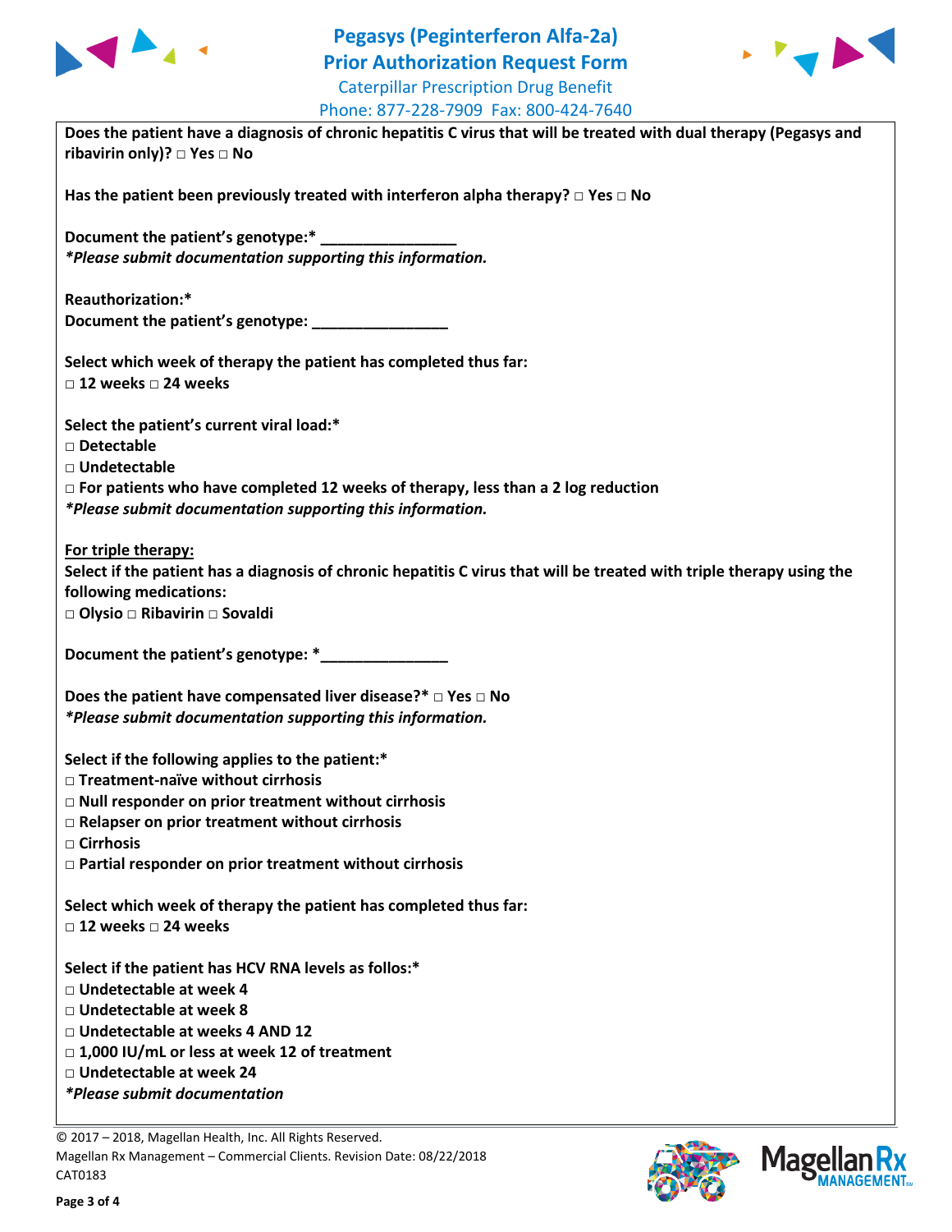**Does the patient have a diagnosis of chronic hepatitis C virus that will be treated with dual therapy (Pegasys and ribavirin only)? □ Yes □ No**

**Has the patient been previously treated with interferon alpha therapy? □ Yes □ No**

**Document the patient's genotype:* ________________**
***Please submit documentation supporting this information.***

**Reauthorization:***
**Document the patient's genotype: ________________**

**Select which week of therapy the patient has completed thus far:**
**□ 12 weeks □ 24 weeks**

**Select the patient's current viral load:***
**□ Detectable**
**□ Undetectable**
**□ For patients who have completed 12 weeks of therapy, less than a 2 log reduction**
***Please submit documentation supporting this information.***

**For triple therapy:**
**Select if the patient has a diagnosis of chronic hepatitis C virus that will be treated with triple therapy using the following medications:**
**□ Olysio □ Ribavirin □ Sovaldi**

**Document the patient's genotype: *_______________**

**Does the patient have compensated liver disease?* □ Yes □ No**
***Please submit documentation supporting this information.***

**Select if the following applies to the patient:***
**□ Treatment-naïve without cirrhosis**
**□ Null responder on prior treatment without cirrhosis**
**□ Relapser on prior treatment without cirrhosis**
**□ Cirrhosis**
**□ Partial responder on prior treatment without cirrhosis**

**Select which week of therapy the patient has completed thus far:**
**□ 12 weeks □ 24 weeks**

**Select if the patient has HCV RNA levels as follos:***
**□ Undetectable at week 4**
**□ Undetectable at week 8**
**□ Undetectable at weeks 4 AND 12**
**□ 1,000 IU/mL or less at week 12 of treatment**
**□ Undetectable at week 24**
***Please submit documentation***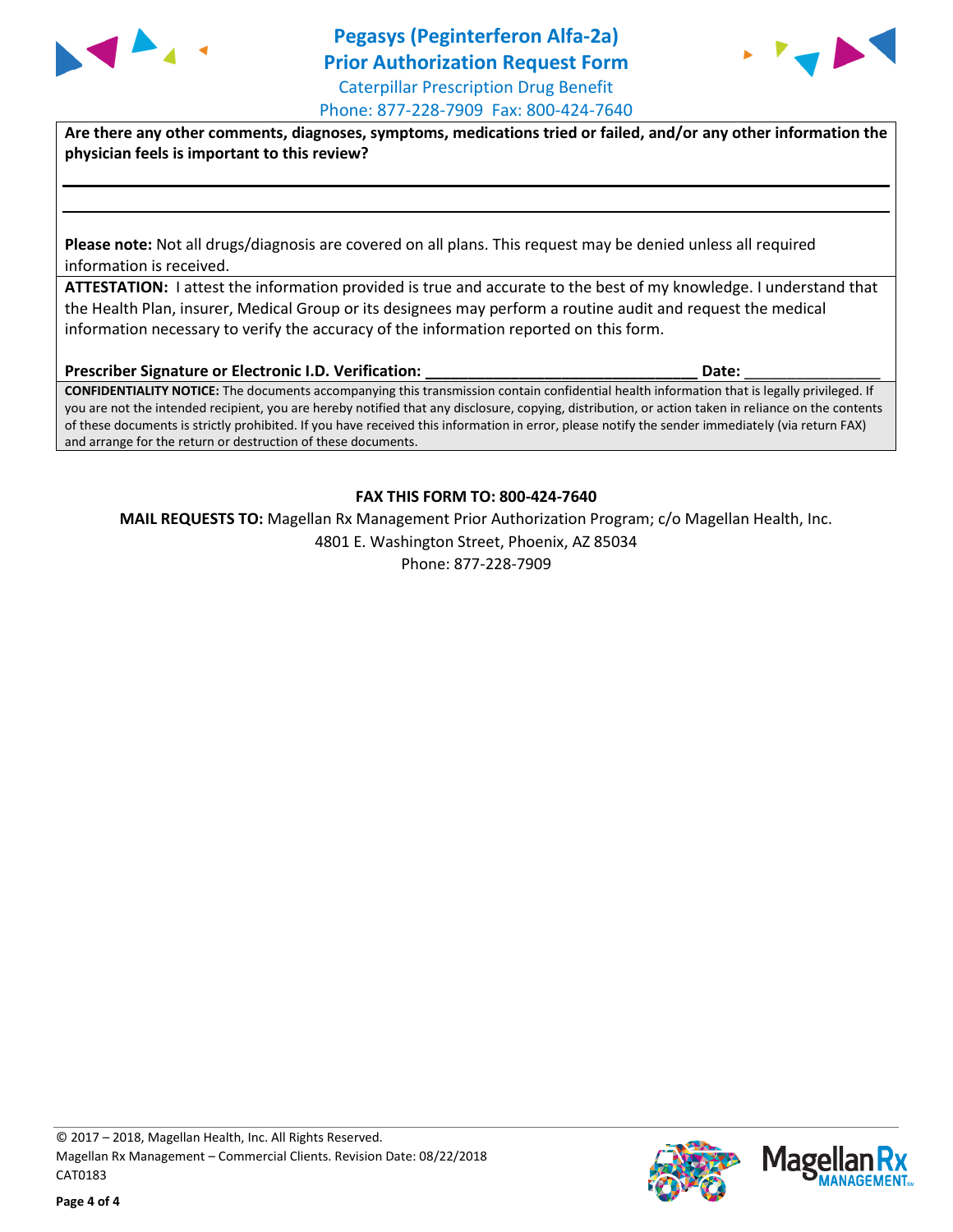**Are there any other comments, diagnoses, symptoms, medications tried or failed, and/or any other information the physician feels is important to this review?**

\_\_\_\_\_\_\_\_\_\_\_\_\_\_\_\_\_\_\_\_\_\_\_\_\_\_\_\_\_\_\_\_\_\_\_\_\_\_\_\_\_\_\_\_\_\_\_\_\_\_\_\_\_\_\_\_\_\_\_\_\_\_\_\_\_\_\_\_\_\_\_\_\_\_

\_\_\_\_\_\_\_\_\_\_\_\_\_\_\_\_\_\_\_\_\_\_\_\_\_\_\_\_\_\_\_\_\_\_\_\_\_\_\_\_\_\_\_\_\_\_\_\_\_\_\_\_\_\_\_\_\_\_\_\_\_\_\_\_\_\_\_\_\_\_\_\_\_\_

**Please note:** Not all drugs/diagnosis are covered on all plans. This request may be denied unless all required information is received.

**ATTESTATION:** I attest the information provided is true and accurate to the best of my knowledge. I understand that the Health Plan, insurer, Medical Group or its designees may perform a routine audit and request the medical information necessary to verify the accuracy of the information reported on this form.

**Prescriber Signature or Electronic I.D. Verification:** ________________________________ **Date:** ________________

**CONFIDENTIALITY NOTICE:** The documents accompanying this transmission contain confidential health information that is legally privileged. If you are not the intended recipient, you are hereby notified that any disclosure, copying, distribution, or action taken in reliance on the contents of these documents is strictly prohibited. If you have received this information in error, please notify the sender immediately (via return FAX) and arrange for the return or destruction of these documents.

**FAX THIS FORM TO: 800-424-7640**

**MAIL REQUESTS TO:** Magellan Rx Management Prior Authorization Program; c/o Magellan Health, Inc.
4801 E. Washington Street, Phoenix, AZ 85034
Phone: 877-228-7909

© 2017 – 2018, Magellan Health, Inc. All Rights Reserved.
Magellan Rx Management – Commercial Clients. Revision Date: 08/22/2018
CAT0183